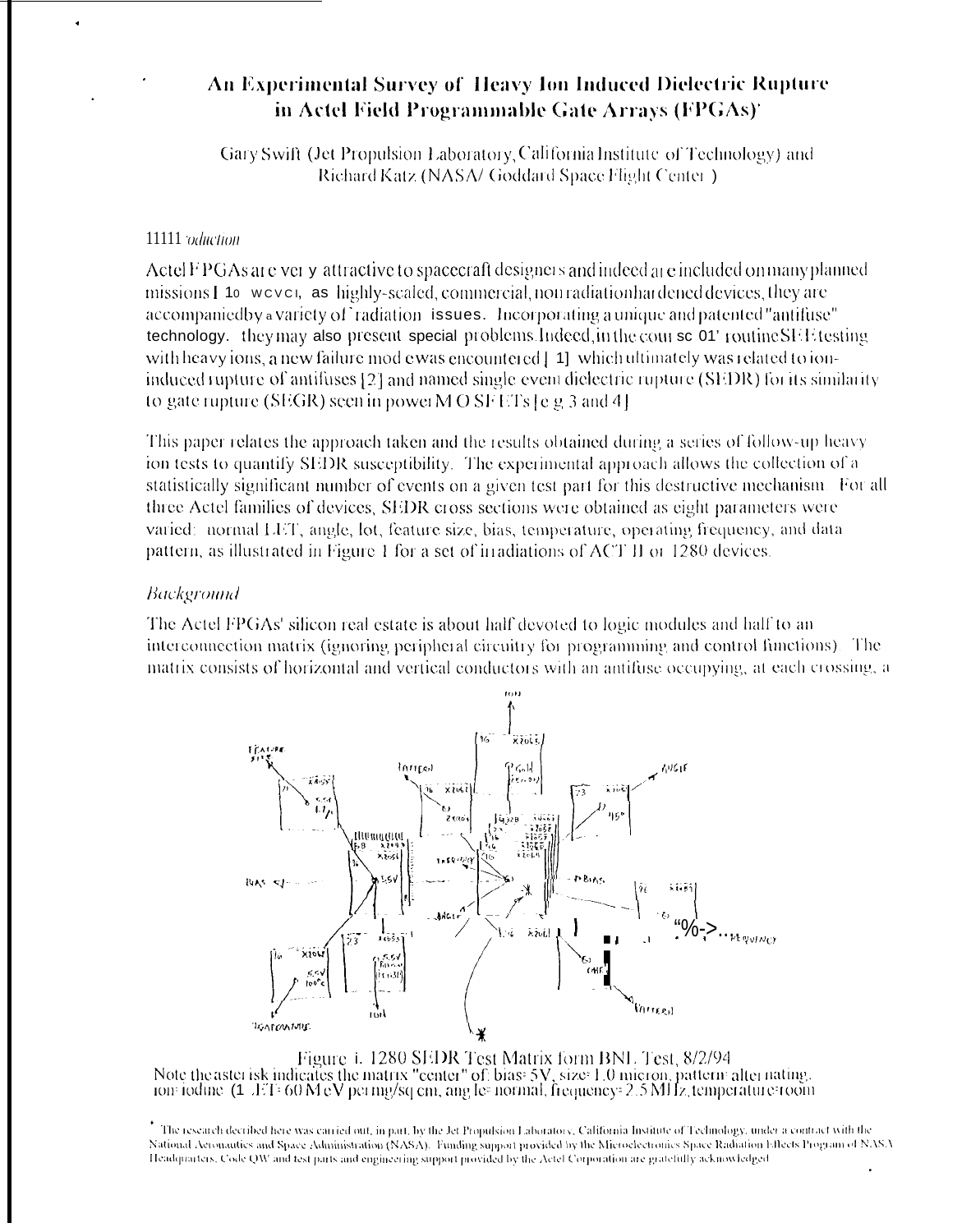# An Experimental Survey of Heavy Ion Induced Dielectric Rupture in Actel Field Programmable Gate Arrays (FPGAs)*

Gary Swift (Jet Propulsion Laboratory, California Institute of Technology) and Richard Katz (NASA/ Goddard Space Flight Center )

### *Introduction*

Actel FPGAs are very attractive to spacecraft designers and indeed are included on many planned missions. However, as highly-scaled, commercial, non radiation hardened devices, they are accompanied by a variety of radiation issues. Incorporating a unique and patented "antifuse" technology, they may also present special problems. Indeed, in the course of routine SEE testing with heavy ions, a new failure mode was encountered [1] which ultimately was related to ion-induced rupture of antifuses [2] and named single event dielectric rupture (SEDR) for its similarity to gate rupture (SEGR) seen in power MOSFETs [e.g. 3 and 4].

This paper relates the approach taken and the results obtained during a series of follow-up heavy ion tests to quantify SEDR susceptibility. The experimental approach allows the collection of a statistically significant number of events on a given test part for this destructive mechanism. For all three Actel families of devices, SEDR cross sections were obtained as eight parameters were varied: normal LET, angle, lot, feature size, bias, temperature, operating frequency, and data pattern, as illustrated in Figure 1 for a set of irradiations of ACT II or 1280 devices.

### *Background*

The Actel FPGAs' silicon real estate is about half devoted to logic modules and half to an interconnection matrix (ignoring peripheral circuitry for programming and control functions). The matrix consists of horizontal and vertical conductors with an antifuse occupying, at each crossing, a

Figure 1. 1280 SEDR Test Matrix form BNL Test, 8/2/94
Note the asterisk indicates the matrix "center" of: bias=5V, size=1.0 micron, pattern=alternating, ion=iodine (LET=60 MeV per mg/sq cm, angle=normal, frequency=2.5 MHz, temperature=room

* The research decribed here was carried out, in part, by the Jet Propulsion Laboratory, California Institute of Technology, under a contract with the National Aeronautics and Space Administration (NASA). Funding support provided by the Microelectronics Space Radiation Effects Program of NASA Headquarters, Code QW and test parts and engineering support provided by the Actel Corporation are gratefully acknowledged.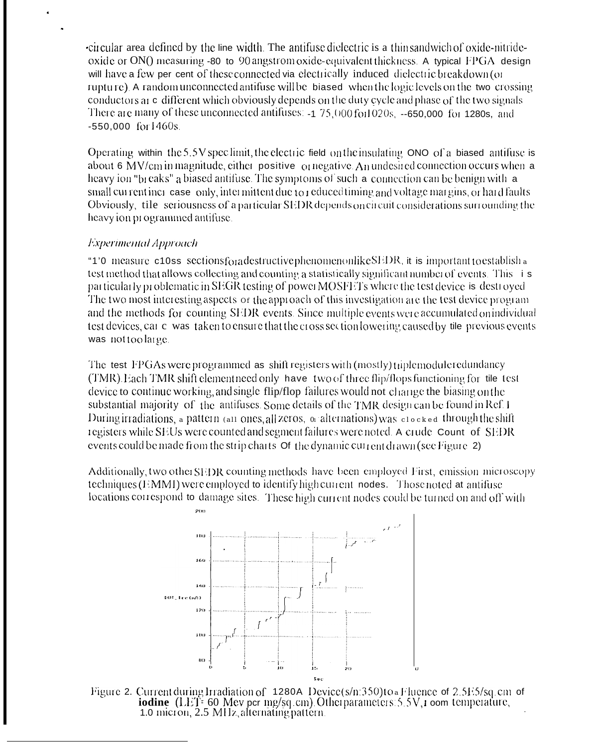circular area defined by the line width. The antifuse dielectric is a thin sandwich of oxide-nitride-oxide or ONO measuring ~80 to 90 angstrom oxide-equivalent thickness. A typical FPGA design will have a few per cent of these connected via electrically induced dielectric breakdown (or rupture). A random unconnected antifuse will be biased when the logic levels on the two crossing conductors are different which obviously depends on the duty cycle and phase of the two signals. There are many of these unconnected antifuses: ~175,000 for 1020s, ~650,000 for 1280s, and ~550,000 for 1460s.

Operating within the 5.5V spec limit, the electric field on the insulating ONO of a biased antifuse is about 6 MV/cm in magnitude, either positive or negative. An undesired connection occurs when a heavy ion "breaks" a biased antifuse. The symptoms of such a connection can be benign with a small current increase only, intermittent due to reduced timing and voltage margins, or hard faults. Obviously, the seriousness of a particular SEDR depends on circuit considerations surrounding the heavy ion programmed antifuse.

*Experimental Approach*

To measure cross sections for a destructive phenomenon like SEDR, it is important to establish a test method that allows collecting and counting a statistically significant number of events. This is particularly problematic in SEGR testing of power MOSFETs where the test device is destroyed. The two most interesting aspects of the approach of this investigation are the test device program and the methods for counting SEDR events. Since multiple events were accumulated on individual test devices, care was taken to ensure that the cross section lowering caused by the previous events was not too large.

The test FPGAs were programmed as shift registers with (mostly) triple module redundancy (TMR). Each TMR shift element need only have two of three flip/flops functioning for the test device to continue working, and single flip/flop failures would not change the biasing on the substantial majority of the antifuses. Some details of the TMR design can be found in Ref. 1. During irradiations, a pattern (all ones, all zeros, or alternations) was clocked through the shift registers while SEUs were counted and segment failures were noted. A crude count of SEDR events could be made from the strip charts of the dynamic current drawn (see Figure 2).

Additionally, two other SEDR counting methods have been employed. First, emission microscopy techniques (EMMI) were employed to identify high current nodes. Those noted at antifuse locations correspond to damage sites. These high current nodes could be turned on and off with

Figure 2. Current during Irradiation of 1280A Device (s/n:350) to a Fluence of 2.5E5/sq.cm of **iodine** (LET= 60 Mev per mg/sq.cm). Other parameters: 5.5V, room temperature, 1.0 micron, 2.5 MHz, alternating pattern.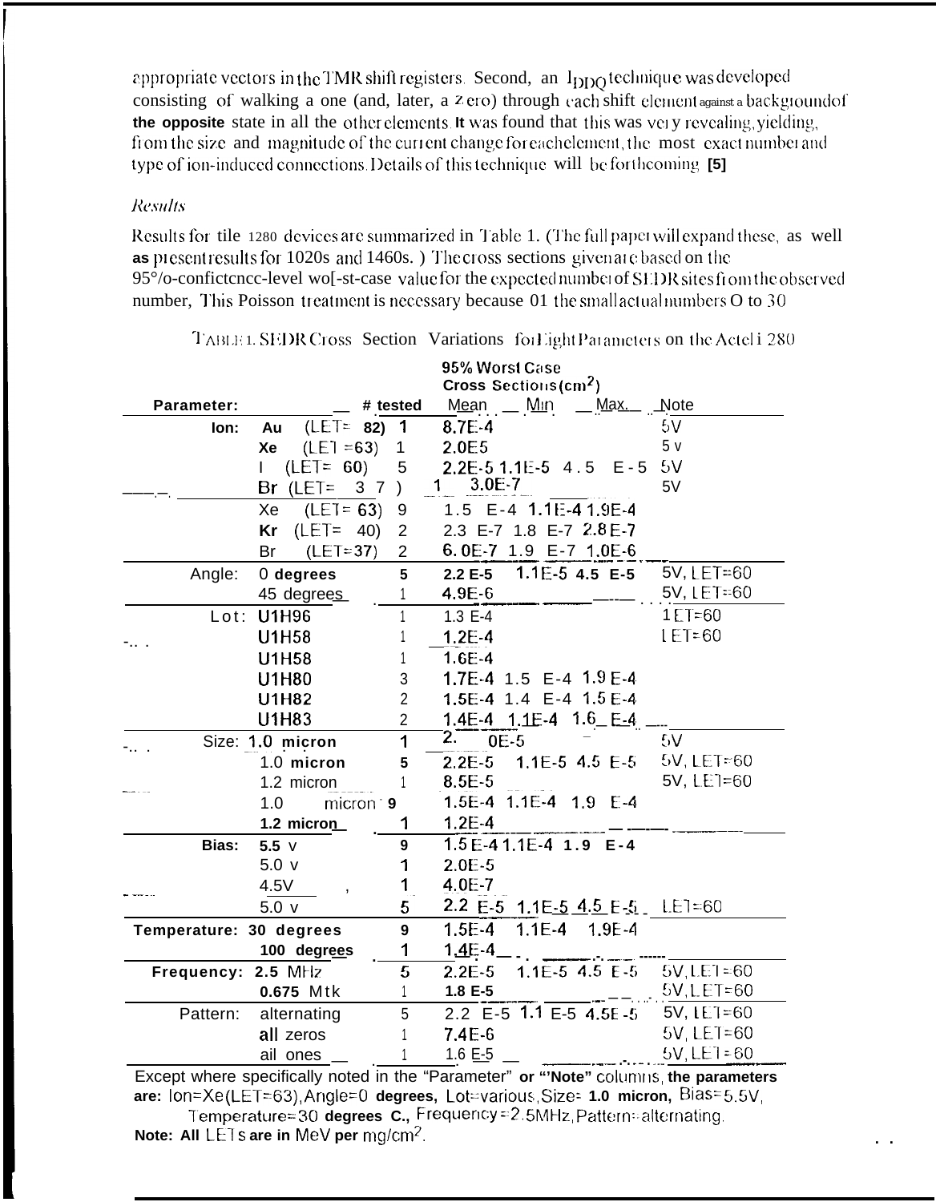appropriate vectors in the TMR shift registers. Second, an $I_{DDQ}$ technique was developed consisting of walking a one (and, later, a zero) through each shift element against a background of **the opposite** state in all the other elements. It was found that this was very revealing, yielding, from the size and magnitude of the current change for each element, the most exact number and type of ion-induced connections. Details of this technique will be forthcoming **[5]**

*Results*

Results for tile 1280 devices are summarized in Table 1. (The full paper will expand these, as well **as** present results for 1020s and 1460s. ) The cross sections given are based on the 95%-confidence-level worst-case value for the expected number of SEDR sites from the observed number, This Poisson treatment is necessary because of the small actual numbers O to 30

TABLE 1. SEDR Cross Section Variations for Eight Parameters on the Actel 1280

| Parameter: | | # tested | 95% Worst Case Cross Sections ($cm^2$) Mean | Min | Max. | Note |
|---|---|---|---|---|---|---|
| **Ion:** | **Au** (LET= **82)** | **1** | 8.7E-4 | | | 5V |
| | **Xe** (LET =63) | 1 | 2.0E5 | | | 5 V |
| | I (LET= 60) | 5 | 2.2E-5 | 1.1E-5 | 4.5 E-5 | 5V |
| | Br (LET= 37) | 1 | 3.0E-7 | | | 5V |
| | Xe (LET= 63) | 9 | 1.5 E-4 | 1.1E-4 | 1.9E-4 | |
| | **Kr** (LET= 40) | 2 | 2.3 E-7 | 1.8 E-7 | 2.8 E-7 | |
| | Br (LET=37) | 2 | 6. 0E-7 | 1.9 E-7 | 1.0E-6 | |
| Angle: | 0 **degrees** | **5** | **2.2 E-5** | 1.1E-5 | **4.5 E-5** | 5V, LET=60 |
| | 45 degrees | 1 | 4.9E-6 | | | 5V, LET=60 |
| Lot: | **U1H96** | 1 | 1.3 E-4 | | | LET=60 |
| | **U1H58** | 1 | 1.2E-4 | | | LET=60 |
| | **U1H58** | 1 | 1.6E-4 | | | |
| | **U1H80** | 3 | 1.7E-4 | 1.5 E-4 | 1.9 E-4 | |
| | **U1H82** | 2 | 1.5E-4 | 1.4 E-4 | 1.5 E-4 | |
| | **U1H83** | 2 | 1.4E-4 | 1.1E-4 | 1.6 E-4 | |
| Size: | 1.0 **micron** | **1** | 2. 0E-5 | | | 5V |
| | 1.0 **micron** | **5** | 2.2E-5 | 1.1E-5 | 4.5 E-5 | 5V, LET=60 |
| | 1.2 micron | 1 | 8.5E-5 | | | 5V, LET=60 |
| | 1.0 micron | **9** | 1.5E-4 | 1.1E-4 | 1.9 E-4 | |
| | **1.2 micron** | **1** | 1.2E-4 | | | |
| **Bias:** | **5.5** V | **9** | 1.5 E-4 | 1.1E-4 | **1.9 E-4** | |
| | 5.0 V | **1** | 2.0E-5 | | | |
| | 4.5V | **1** | 4.0E-7 | | | |
| | 5.0 V | **5** | 2.2 E-5 | 1.1E-5 | 4.5 E-5 | LET=60 |
| **Temperature:** | **30 degrees** | **9** | 1.5E-4 | 1.1E-4 | 1.9E-4 | |
| | **100 degrees** | **1** | 1.4E-4 | | | |
| **Frequency:** | **2.5** MHz | **5** | 2.2E-5 | 1.1E-5 | 4.5 E-5 | 5V, LET=60 |
| | **0.675** Mtk | 1 | **1.8 E-5** | | | 5V, LET=60 |
| Pattern: | alternating | 5 | 2.2 E-5 | 1.1 E-5 | 4.5E -5 | 5V, LET=60 |
| | **all** zeros | 1 | 7.4E-6 | | | 5V, LET=60 |
| | ail ones | 1 | 1.6 E-5 | | | 5V, LET=60 |

Except where specifically noted in the "Parameter" **or "Note"** columns, **the parameters are:** Ion=Xe(LET=63), Angle=0 **degrees,** Lot=various, Size= **1.0 micron,** Bias=5.5V, Temperature=30 **degrees C.,** Frequency=2.5MHz, Pattern=alternating.

**Note: All** LETs **are in** MeV **per** $mg/cm^2$.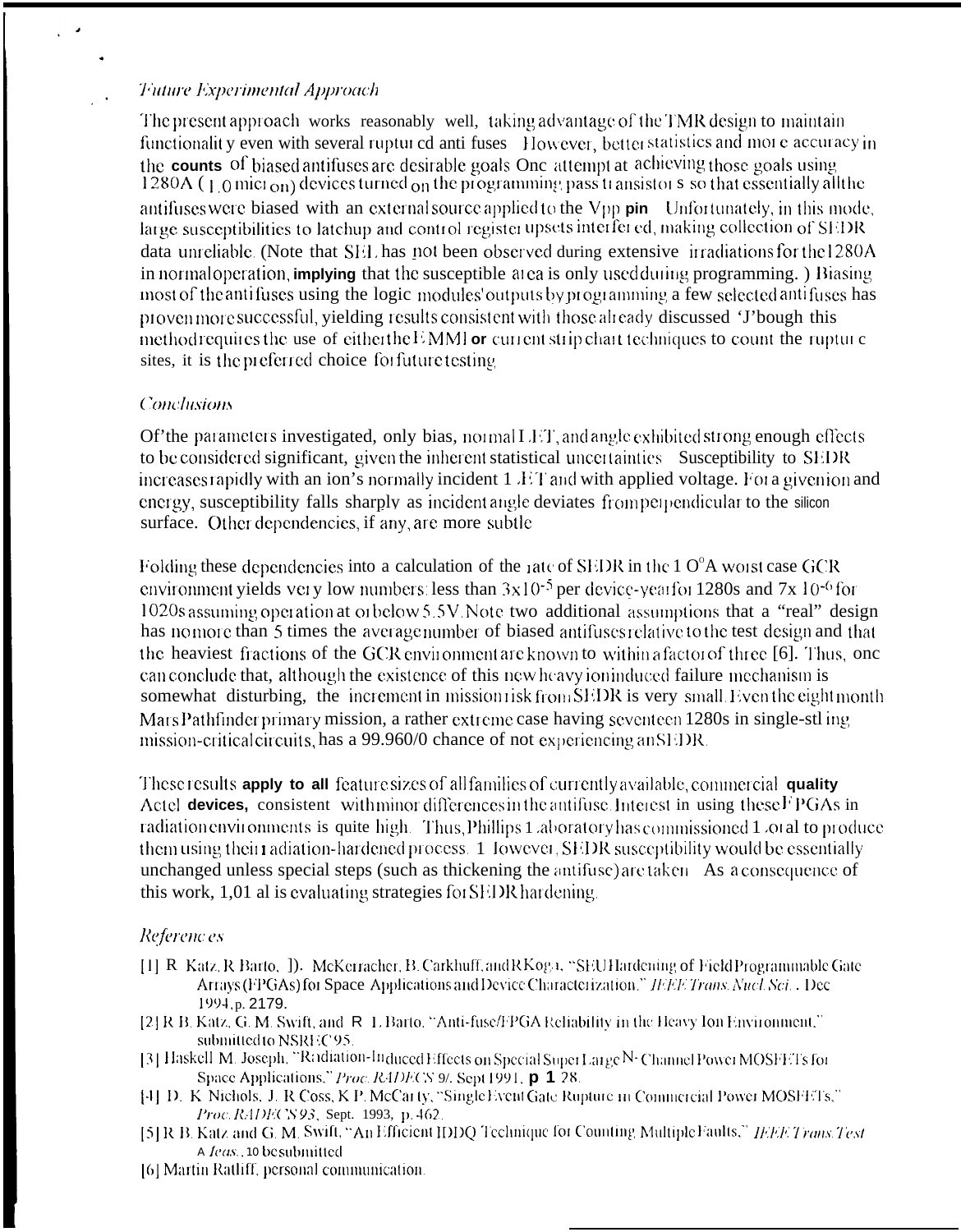### *Future Experimental Approach*

The present approach works reasonably well, taking advantage of the TMR design to maintain functionality even with several ruptured anti fuses. However, better statistics and more accuracy in the counts of biased antifuses are desirable goals. One attempt at achieving those goals using 1280A (1.0 micron) devices turned on the programming pass transistors so that essentially all the antifuses were biased with an external source applied to the Vpp pin. Unfortunately, in this mode, large susceptibilities to latchup and control register upsets interfered, making collection of SEDR data unreliable. (Note that SEL has not been observed during extensive irradiations for the 1280A in normal operation, implying that the susceptible area is only used during programming.) Biasing most of the antifuses using the logic modules' outputs by programming a few selected antifuses has proven more successful, yielding results consistent with those already discussed. Though this method requires the use of either the EMMI or current strip chart techniques to count the rupture sites, it is the preferred choice for future testing.

### *Conclusions*

Of the parameters investigated, only bias, normal LET, and angle exhibited strong enough effects to be considered significant, given the inherent statistical uncertainties. Susceptibility to SEDR increases rapidly with an ion's normally incident LET and with applied voltage. For a given ion and energy, susceptibility falls sharply as incident angle deviates from perpendicular to the silicon surface. Other dependencies, if any, are more subtle.

Folding these dependencies into a calculation of the rate of SEDR in the 10% worst case GCR environment yields very low numbers: less than $3 \times 10^{-5}$ per device-year for 1280s and $7 \times 10^{-6}$ for 1020s assuming operation at or below 5.5V. Note two additional assumptions that a "real" design has no more than 5 times the average number of biased antifuses relative to the test design and that the heaviest fractions of the GCR environment are known to within a factor of three [6]. Thus, one can conclude that, although the existence of this new heavy ion induced failure mechanism is somewhat disturbing, the increment in mission risk from SEDR is very small. Even the eight month Mars Pathfinder primary mission, a rather extreme case having seventeen 1280s in single-string, mission-critical circuits, has a 99.96% chance of not experiencing an SEDR.

These results apply to all feature sizes of all families of currently available, commercial quality Actel devices, consistent with minor differences in the antifuse. Interest in using these FPGAs in radiation environments is quite high. Thus, Phillips Laboratory has commissioned Loral to produce them using their radiation-hardened process. However, SEDR susceptibility would be essentially unchanged unless special steps (such as thickening the antifuse) are taken. As a consequence of this work, Loral is evaluating strategies for SEDR hardening.

### *References*

[1] R. Katz, R. Barto, D. McKerracher, B. Carkhuff, and R. Koga, "SEU Hardening of Field Programmable Gate Arrays (FPGAs) for Space Applications and Device Characterization," *IEEE Trans. Nucl. Sci.*, Dec 1994, p. 2179.

[2] R. B. Katz, G. M. Swift, and R. L. Barto, "Anti-fuse/FPGA Reliability in the Heavy Ion Environment," submitted to NSREC'95.

[3] Haskell M. Joseph, "Radiation-Induced Effects on Special Super Large N-Channel Power MOSFETs for Space Applications," *Proc. RADECS 91*, Sept 1991, p. 128.

[4] D. K. Nichols, J. R. Coss, K. P. McCarty, "Single Event Gate Rupture in Commercial Power MOSFETs," *Proc. RADECS 93*, Sept. 1993, p. 462.

[5] R. B. Katz and G. M. Swift, "An Efficient IDDQ Technique for Counting Multiple Faults," *IEEE Trans. Test Meas.*, to be submitted.

[6] Martin Ratliff, personal communication.